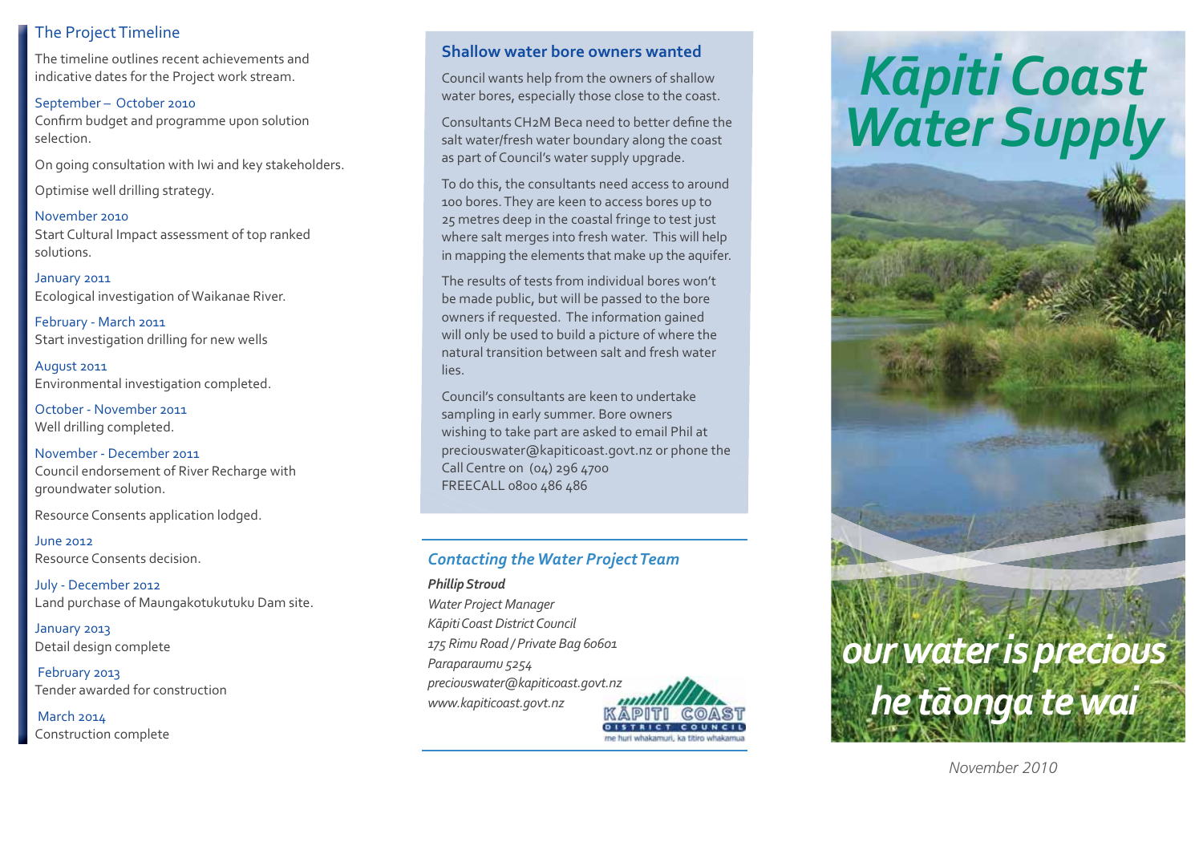## The Project Timeline

The timeline outlines recent achievements and indicative dates for the Project work stream.

September – October 2010
Confirm budget and programme upon solution selection.

On going consultation with Iwi and key stakeholders.

Optimise well drilling strategy.

November 2010
Start Cultural Impact assessment of top ranked solutions.

January 2011
Ecological investigation of Waikanae River.

February - March 2011
Start investigation drilling for new wells

August 2011
Environmental investigation completed.

October - November 2011
Well drilling completed.

November - December 2011
Council endorsement of River Recharge with groundwater solution.

Resource Consents application lodged.

June 2012
Resource Consents decision.

July - December 2012
Land purchase of Maungakotukutuku Dam site.

January 2013
Detail design complete

February 2013
Tender awarded for construction

March 2014
Construction complete

## Shallow water bore owners wanted

Council wants help from the owners of shallow water bores, especially those close to the coast.

Consultants CH2M Beca need to better define the salt water/fresh water boundary along the coast as part of Council's water supply upgrade.

To do this, the consultants need access to around 100 bores. They are keen to access bores up to 25 metres deep in the coastal fringe to test just where salt merges into fresh water. This will help in mapping the elements that make up the aquifer.

The results of tests from individual bores won't be made public, but will be passed to the bore owners if requested. The information gained will only be used to build a picture of where the natural transition between salt and fresh water lies.

Council's consultants are keen to undertake sampling in early summer. Bore owners wishing to take part are asked to email Phil at preciouswater@kapiticoast.govt.nz or phone the Call Centre on (04) 296 4700
FREECALL 0800 486 486

## *Contacting the Water Project Team*

***Phillip Stroud***
*Water Project Manager*
*Kāpiti Coast District Council*
*175 Rimu Road / Private Bag 60601*
*Paraparaumu 5254*
*preciouswater@kapiticoast.govt.nz*
*www.kapiticoast.govt.nz*

KĀPITI COAST DISTRICT COUNCIL
me huri whakamuri, ka titiro whakamua

# Kāpiti Coast Water Supply

*our water is precious*
*he tāonga te wai*

*November 2010*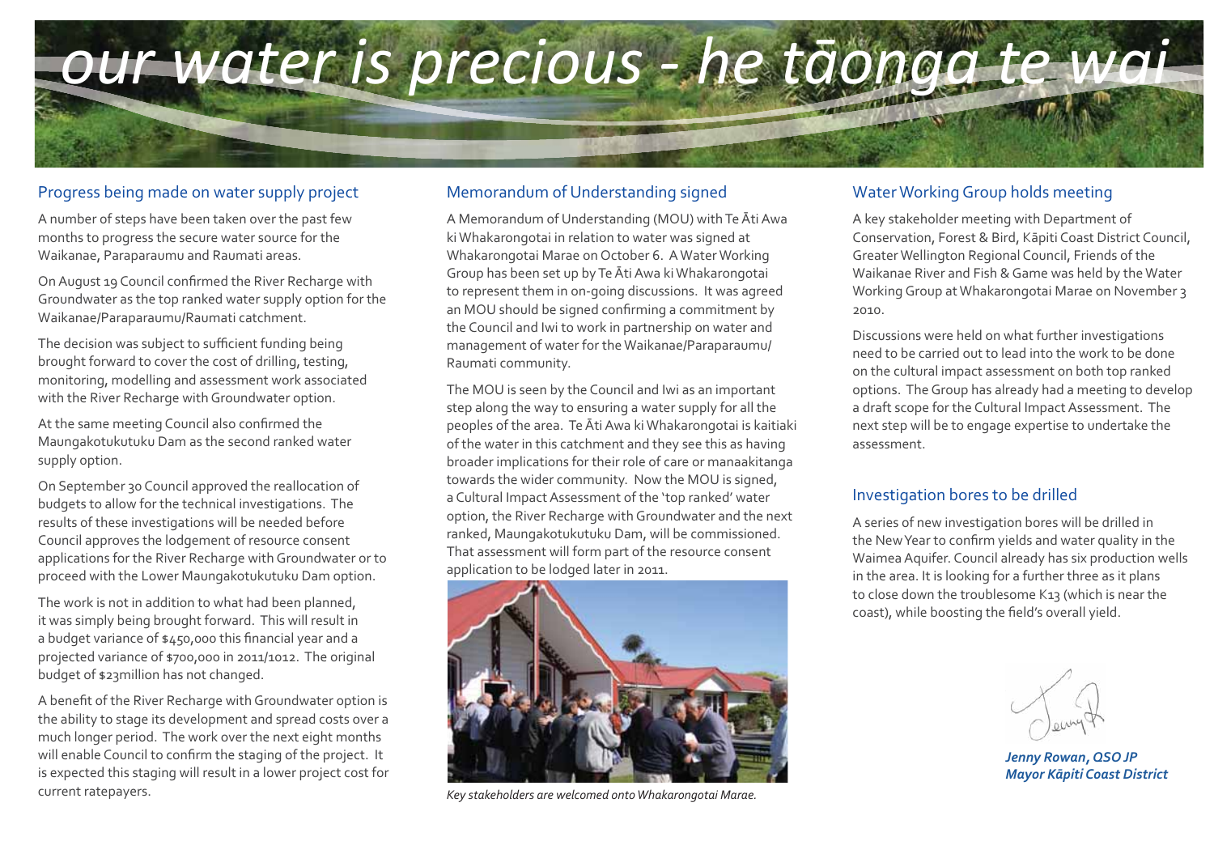# our water is precious - he tāonga te wai

## Progress being made on water supply project

A number of steps have been taken over the past few months to progress the secure water source for the Waikanae, Paraparaumu and Raumati areas.

On August 19 Council confirmed the River Recharge with Groundwater as the top ranked water supply option for the Waikanae/Paraparaumu/Raumati catchment.

The decision was subject to sufficient funding being brought forward to cover the cost of drilling, testing, monitoring, modelling and assessment work associated with the River Recharge with Groundwater option.

At the same meeting Council also confirmed the Maungakotukutuku Dam as the second ranked water supply option.

On September 30 Council approved the reallocation of budgets to allow for the technical investigations. The results of these investigations will be needed before Council approves the lodgement of resource consent applications for the River Recharge with Groundwater or to proceed with the Lower Maungakotukutuku Dam option.

The work is not in addition to what had been planned, it was simply being brought forward. This will result in a budget variance of $450,000 this financial year and a projected variance of $700,000 in 2011/1012. The original budget of $23million has not changed.

A benefit of the River Recharge with Groundwater option is the ability to stage its development and spread costs over a much longer period. The work over the next eight months will enable Council to confirm the staging of the project. It is expected this staging will result in a lower project cost for current ratepayers.

## Memorandum of Understanding signed

A Memorandum of Understanding (MOU) with Te Āti Awa ki Whakarongotai in relation to water was signed at Whakarongotai Marae on October 6. A Water Working Group has been set up by Te Āti Awa ki Whakarongotai to represent them in on-going discussions. It was agreed an MOU should be signed confirming a commitment by the Council and Iwi to work in partnership on water and management of water for the Waikanae/Paraparaumu/Raumati community.

The MOU is seen by the Council and Iwi as an important step along the way to ensuring a water supply for all the peoples of the area. Te Āti Awa ki Whakarongotai is kaitiaki of the water in this catchment and they see this as having broader implications for their role of care or manaakitanga towards the wider community. Now the MOU is signed, a Cultural Impact Assessment of the 'top ranked' water option, the River Recharge with Groundwater and the next ranked, Maungakotukutuku Dam, will be commissioned. That assessment will form part of the resource consent application to be lodged later in 2011.

*Key stakeholders are welcomed onto Whakarongotai Marae.*

## Water Working Group holds meeting

A key stakeholder meeting with Department of Conservation, Forest & Bird, Kāpiti Coast District Council, Greater Wellington Regional Council, Friends of the Waikanae River and Fish & Game was held by the Water Working Group at Whakarongotai Marae on November 3 2010.

Discussions were held on what further investigations need to be carried out to lead into the work to be done on the cultural impact assessment on both top ranked options. The Group has already had a meeting to develop a draft scope for the Cultural Impact Assessment. The next step will be to engage expertise to undertake the assessment.

## Investigation bores to be drilled

A series of new investigation bores will be drilled in the New Year to confirm yields and water quality in the Waimea Aquifer. Council already has six production wells in the area. It is looking for a further three as it plans to close down the troublesome K13 (which is near the coast), while boosting the field's overall yield.

***Jenny Rowan, QSO JP***
***Mayor Kāpiti Coast District***